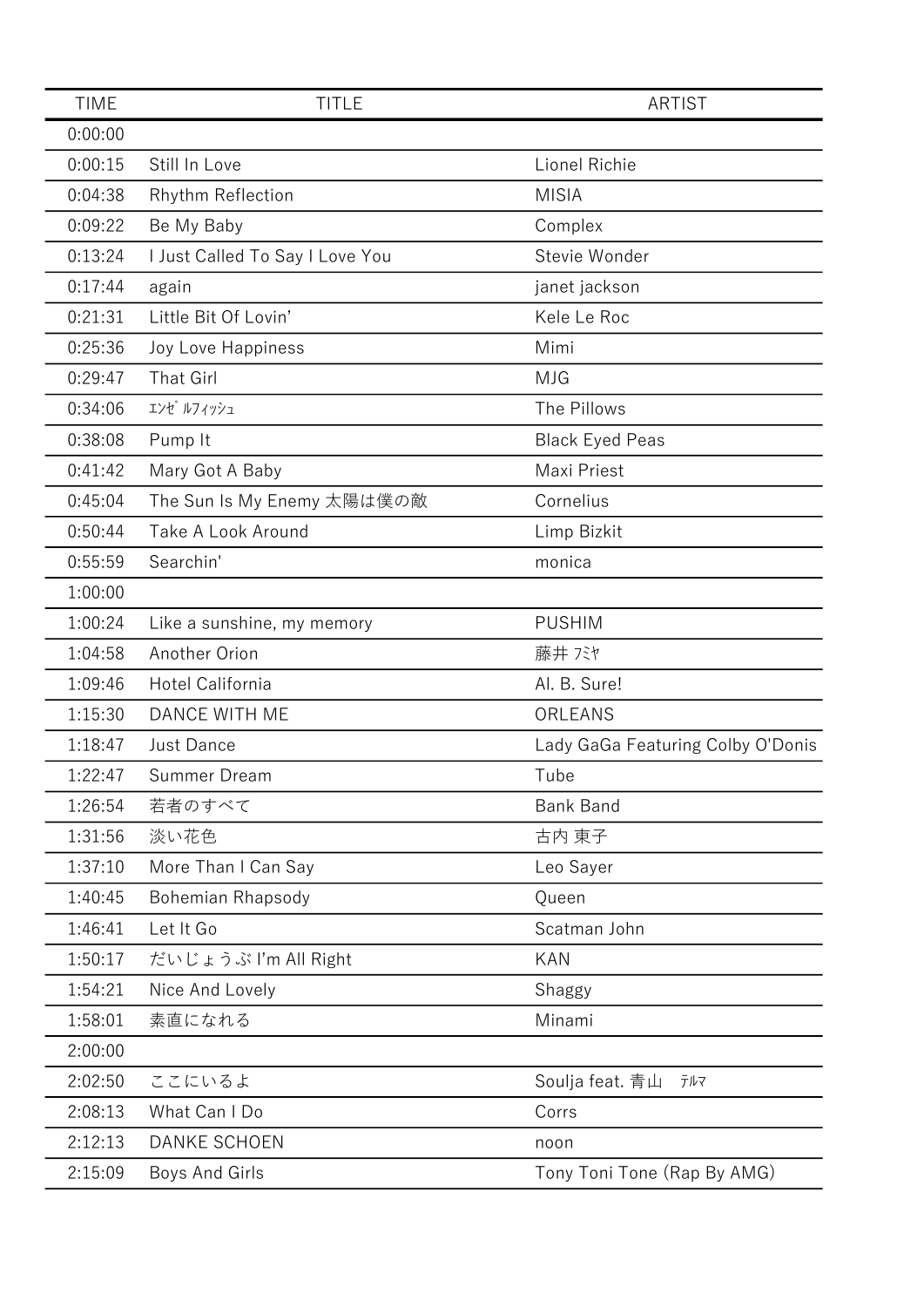| TIME | TITLE | ARTIST |
| --- | --- | --- |
| 0:00:00 | | |
| 0:00:15 | Still In Love | Lionel Richie |
| 0:04:38 | Rhythm Reflection | MISIA |
| 0:09:22 | Be My Baby | Complex |
| 0:13:24 | I Just Called To Say I Love You | Stevie Wonder |
| 0:17:44 | again | janet jackson |
| 0:21:31 | Little Bit Of Lovin’ | Kele Le Roc |
| 0:25:36 | Joy Love Happiness | Mimi |
| 0:29:47 | That Girl | MJG |
| 0:34:06 | ｴﾝｾﾞﾙﾌｨｯｼｭ | The Pillows |
| 0:38:08 | Pump It | Black Eyed Peas |
| 0:41:42 | Mary Got A Baby | Maxi Priest |
| 0:45:04 | The Sun Is My Enemy 太陽は僕の敵 | Cornelius |
| 0:50:44 | Take A Look Around | Limp Bizkit |
| 0:55:59 | Searchin' | monica |
| 1:00:00 | | |
| 1:00:24 | Like a sunshine, my memory | PUSHIM |
| 1:04:58 | Another Orion | 藤井 ﾌﾐﾔ |
| 1:09:46 | Hotel California | Al. B. Sure! |
| 1:15:30 | DANCE WITH ME | ORLEANS |
| 1:18:47 | Just Dance | Lady GaGa Featuring Colby O'Donis |
| 1:22:47 | Summer Dream | Tube |
| 1:26:54 | 若者のすべて | Bank Band |
| 1:31:56 | 淡い花色 | 古内 東子 |
| 1:37:10 | More Than I Can Say | Leo Sayer |
| 1:40:45 | Bohemian Rhapsody | Queen |
| 1:46:41 | Let It Go | Scatman John |
| 1:50:17 | だいじょうぶ I'm All Right | KAN |
| 1:54:21 | Nice And Lovely | Shaggy |
| 1:58:01 | 素直になれる | Minami |
| 2:00:00 | | |
| 2:02:50 | ここにいるよ | Soulja feat. 青山　ﾃﾙﾏ |
| 2:08:13 | What Can I Do | Corrs |
| 2:12:13 | DANKE SCHOEN | noon |
| 2:15:09 | Boys And Girls | Tony Toni Tone (Rap By AMG) |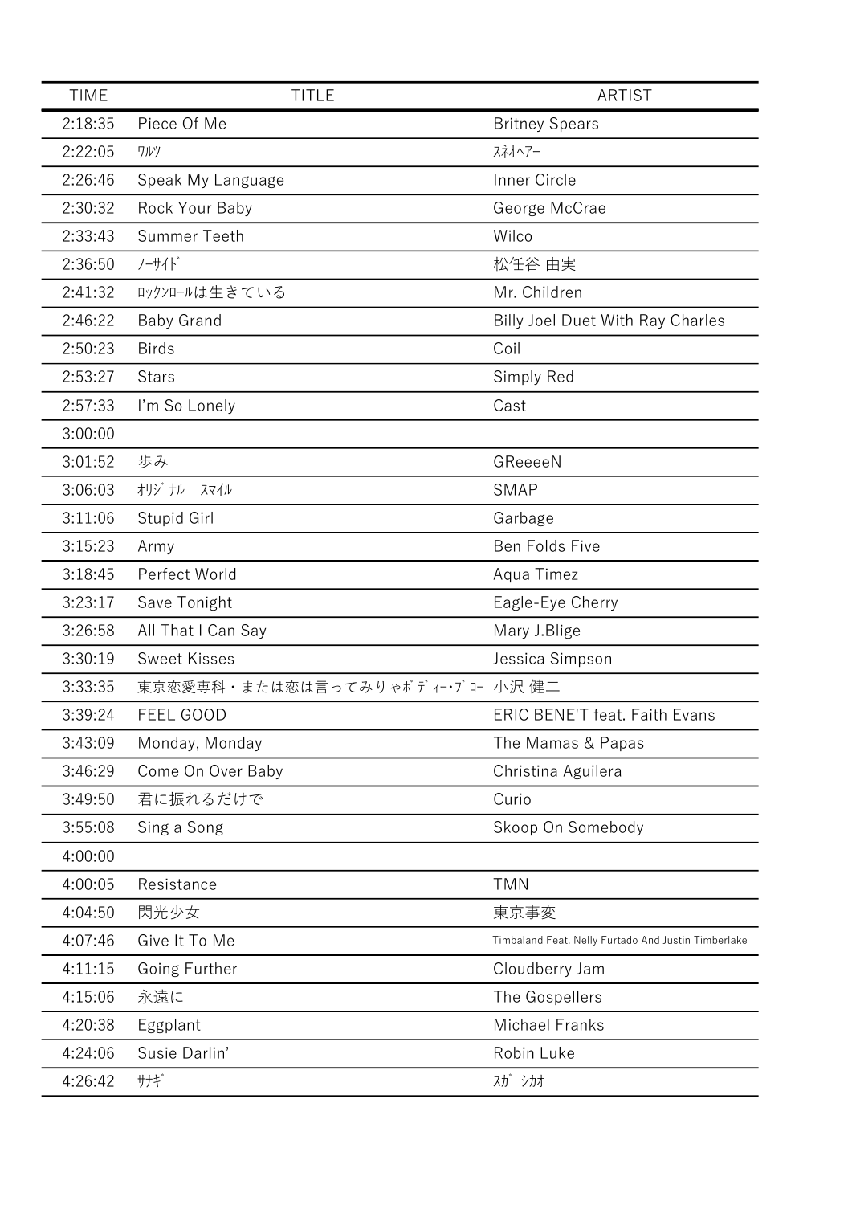| TIME | TITLE | ARTIST |
|---|---|---|
| 2:18:35 | Piece Of Me | Britney Spears |
| 2:22:05 | ﾜﾙﾂ | ｽﾈｵﾍｱｰ |
| 2:26:46 | Speak My Language | Inner Circle |
| 2:30:32 | Rock Your Baby | George McCrae |
| 2:33:43 | Summer Teeth | Wilco |
| 2:36:50 | ﾉｰｻｲﾄﾞ | 松任谷 由実 |
| 2:41:32 | ﾛｯｸﾝﾛｰﾙは生きている | Mr. Children |
| 2:46:22 | Baby Grand | Billy Joel Duet With Ray Charles |
| 2:50:23 | Birds | Coil |
| 2:53:27 | Stars | Simply Red |
| 2:57:33 | I'm So Lonely | Cast |
| 3:00:00 | | |
| 3:01:52 | 歩み | GReeeeN |
| 3:06:03 | ｵﾘｼﾞﾅﾙ　ｽﾏｲﾙ | SMAP |
| 3:11:06 | Stupid Girl | Garbage |
| 3:15:23 | Army | Ben Folds Five |
| 3:18:45 | Perfect World | Aqua Timez |
| 3:23:17 | Save Tonight | Eagle-Eye Cherry |
| 3:26:58 | All That I Can Say | Mary J.Blige |
| 3:30:19 | Sweet Kisses | Jessica Simpson |
| 3:33:35 | 東京恋愛専科・または恋は言ってみりゃﾎﾞﾃﾞｨｰ･ﾌﾞﾛｰ | 小沢 健二 |
| 3:39:24 | FEEL GOOD | ERIC BENE'T feat. Faith Evans |
| 3:43:09 | Monday, Monday | The Mamas & Papas |
| 3:46:29 | Come On Over Baby | Christina Aguilera |
| 3:49:50 | 君に振れるだけで | Curio |
| 3:55:08 | Sing a Song | Skoop On Somebody |
| 4:00:00 | | |
| 4:00:05 | Resistance | TMN |
| 4:04:50 | 閃光少女 | 東京事変 |
| 4:07:46 | Give It To Me | Timbaland Feat. Nelly Furtado And Justin Timberlake |
| 4:11:15 | Going Further | Cloudberry Jam |
| 4:15:06 | 永遠に | The Gospellers |
| 4:20:38 | Eggplant | Michael Franks |
| 4:24:06 | Susie Darlin' | Robin Luke |
| 4:26:42 | ｻﾅｷﾞ | ｽｶﾞ ｼｶｵ |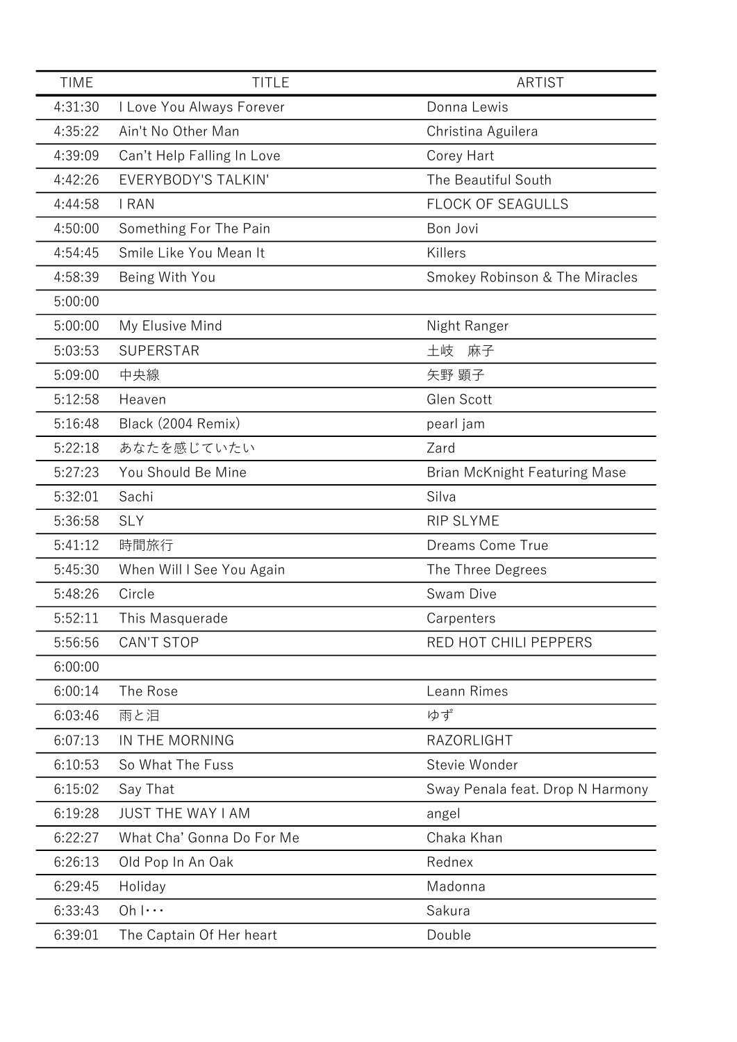| TIME | TITLE | ARTIST |
| --- | --- | --- |
| 4:31:30 | I Love You Always Forever | Donna Lewis |
| 4:35:22 | Ain't No Other Man | Christina Aguilera |
| 4:39:09 | Can’t Help Falling In Love | Corey Hart |
| 4:42:26 | EVERYBODY'S TALKIN' | The Beautiful South |
| 4:44:58 | I RAN | FLOCK OF SEAGULLS |
| 4:50:00 | Something For The Pain | Bon Jovi |
| 4:54:45 | Smile Like You Mean It | Killers |
| 4:58:39 | Being With You | Smokey Robinson & The Miracles |
| 5:00:00 | | |
| 5:00:00 | My Elusive Mind | Night Ranger |
| 5:03:53 | SUPERSTAR | 土岐　麻子 |
| 5:09:00 | 中央線 | 矢野 顕子 |
| 5:12:58 | Heaven | Glen Scott |
| 5:16:48 | Black (2004 Remix) | pearl jam |
| 5:22:18 | あなたを感じていたい | Zard |
| 5:27:23 | You Should Be Mine | Brian McKnight Featuring Mase |
| 5:32:01 | Sachi | Silva |
| 5:36:58 | SLY | RIP SLYME |
| 5:41:12 | 時間旅行 | Dreams Come True |
| 5:45:30 | When Will I See You Again | The Three Degrees |
| 5:48:26 | Circle | Swam Dive |
| 5:52:11 | This Masquerade | Carpenters |
| 5:56:56 | CAN'T STOP | RED HOT CHILI PEPPERS |
| 6:00:00 | | |
| 6:00:14 | The Rose | Leann Rimes |
| 6:03:46 | 雨と泪 | ゆず |
| 6:07:13 | IN THE MORNING | RAZORLIGHT |
| 6:10:53 | So What The Fuss | Stevie Wonder |
| 6:15:02 | Say That | Sway Penala feat. Drop N Harmony |
| 6:19:28 | JUST THE WAY I AM | angel |
| 6:22:27 | What Cha’ Gonna Do For Me | Chaka Khan |
| 6:26:13 | Old Pop In An Oak | Rednex |
| 6:29:45 | Holiday | Madonna |
| 6:33:43 | Oh I･･･ | Sakura |
| 6:39:01 | The Captain Of Her heart | Double |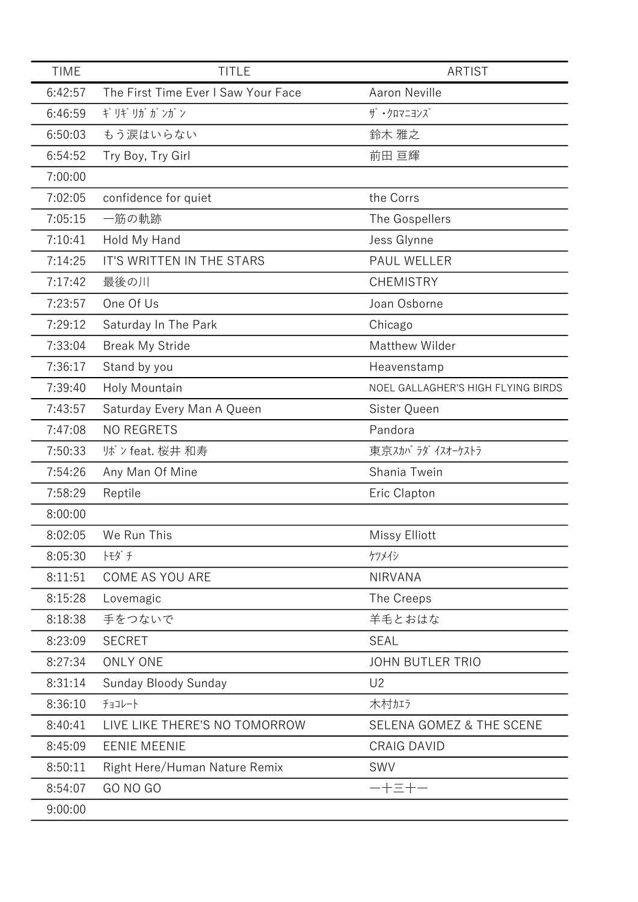| TIME | TITLE | ARTIST |
|---|---|---|
| 6:42:57 | The First Time Ever I Saw Your Face | Aaron Neville |
| 6:46:59 | ｷﾞﾘｷﾞﾘｶﾞｶﾞﾝｶﾞﾝ | ｻﾞ･ｸﾛﾏﾆﾖﾝｽﾞ |
| 6:50:03 | もう涙はいらない | 鈴木 雅之 |
| 6:54:52 | Try Boy, Try Girl | 前田 亘輝 |
| 7:00:00 | | |
| 7:02:05 | confidence for quiet | the Corrs |
| 7:05:15 | 一筋の軌跡 | The Gospellers |
| 7:10:41 | Hold My Hand | Jess Glynne |
| 7:14:25 | IT'S WRITTEN IN THE STARS | PAUL WELLER |
| 7:17:42 | 最後の川 | CHEMISTRY |
| 7:23:57 | One Of Us | Joan Osborne |
| 7:29:12 | Saturday In The Park | Chicago |
| 7:33:04 | Break My Stride | Matthew Wilder |
| 7:36:17 | Stand by you | Heavenstamp |
| 7:39:40 | Holy Mountain | NOEL GALLAGHER'S HIGH FLYING BIRDS |
| 7:43:57 | Saturday Every Man A Queen | Sister Queen |
| 7:47:08 | NO REGRETS | Pandora |
| 7:50:33 | ﾘﾎﾞﾝ feat. 桜井 和寿 | 東京ｽｶﾊﾟﾗﾀﾞｲｽｵｰｹｽﾄﾗ |
| 7:54:26 | Any Man Of Mine | Shania Twein |
| 7:58:29 | Reptile | Eric Clapton |
| 8:00:00 | | |
| 8:02:05 | We Run This | Missy Elliott |
| 8:05:30 | ﾄﾓﾀﾞﾁ | ｹﾂﾒｲｼ |
| 8:11:51 | COME AS YOU ARE | NIRVANA |
| 8:15:28 | Lovemagic | The Creeps |
| 8:18:38 | 手をつないで | 羊毛とおはな |
| 8:23:09 | SECRET | SEAL |
| 8:27:34 | ONLY ONE | JOHN BUTLER TRIO |
| 8:31:14 | Sunday Bloody Sunday | U2 |
| 8:36:10 | ﾁｮｺﾚｰﾄ | 木村ｶｴﾗ |
| 8:40:41 | LIVE LIKE THERE'S NO TOMORROW | SELENA GOMEZ & THE SCENE |
| 8:45:09 | EENIE MEENIE | CRAIG DAVID |
| 8:50:11 | Right Here/Human Nature Remix | SWV |
| 8:54:07 | GO NO GO | 一十三十一 |
| 9:00:00 | | |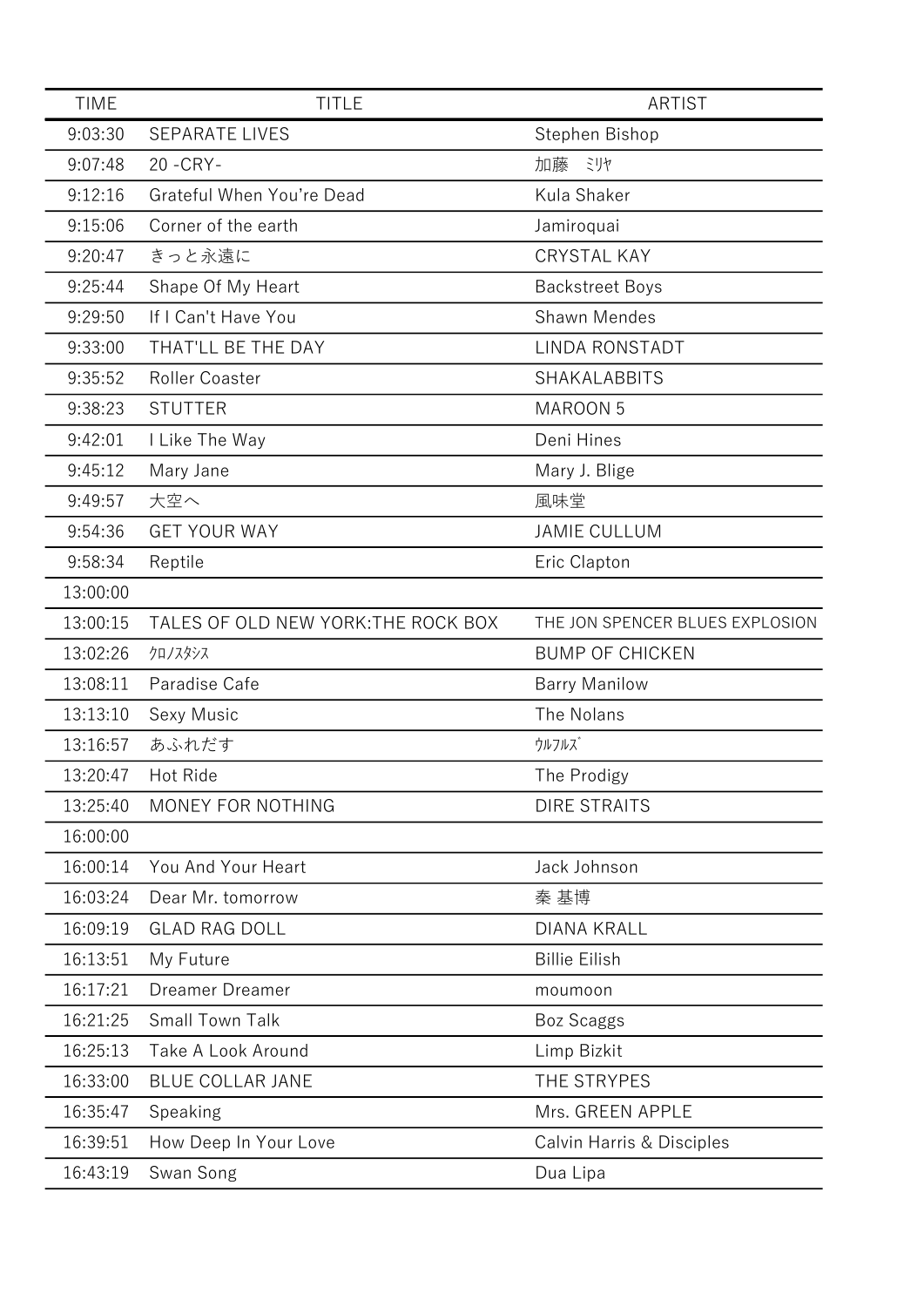| TIME | TITLE | ARTIST |
| --- | --- | --- |
| 9:03:30 | SEPARATE LIVES | Stephen Bishop |
| 9:07:48 | 20 -CRY- | 加藤　ﾐﾘﾔ |
| 9:12:16 | Grateful When You're Dead | Kula Shaker |
| 9:15:06 | Corner of the earth | Jamiroquai |
| 9:20:47 | きっと永遠に | CRYSTAL KAY |
| 9:25:44 | Shape Of My Heart | Backstreet Boys |
| 9:29:50 | If I Can't Have You | Shawn Mendes |
| 9:33:00 | THAT'LL BE THE DAY | LINDA RONSTADT |
| 9:35:52 | Roller Coaster | SHAKALABBITS |
| 9:38:23 | STUTTER | MAROON 5 |
| 9:42:01 | I Like The Way | Deni Hines |
| 9:45:12 | Mary Jane | Mary J. Blige |
| 9:49:57 | 大空へ | 風味堂 |
| 9:54:36 | GET YOUR WAY | JAMIE CULLUM |
| 9:58:34 | Reptile | Eric Clapton |
| 13:00:00 | | |
| 13:00:15 | TALES OF OLD NEW YORK:THE ROCK BOX | THE JON SPENCER BLUES EXPLOSION |
| 13:02:26 | ｸﾛﾉｽﾀｼｽ | BUMP OF CHICKEN |
| 13:08:11 | Paradise Cafe | Barry Manilow |
| 13:13:10 | Sexy Music | The Nolans |
| 13:16:57 | あふれだす | ｳﾙﾌﾙｽﾞ |
| 13:20:47 | Hot Ride | The Prodigy |
| 13:25:40 | MONEY FOR NOTHING | DIRE STRAITS |
| 16:00:00 | | |
| 16:00:14 | You And Your Heart | Jack Johnson |
| 16:03:24 | Dear Mr. tomorrow | 秦 基博 |
| 16:09:19 | GLAD RAG DOLL | DIANA KRALL |
| 16:13:51 | My Future | Billie Eilish |
| 16:17:21 | Dreamer Dreamer | moumoon |
| 16:21:25 | Small Town Talk | Boz Scaggs |
| 16:25:13 | Take A Look Around | Limp Bizkit |
| 16:33:00 | BLUE COLLAR JANE | THE STRYPES |
| 16:35:47 | Speaking | Mrs. GREEN APPLE |
| 16:39:51 | How Deep In Your Love | Calvin Harris & Disciples |
| 16:43:19 | Swan Song | Dua Lipa |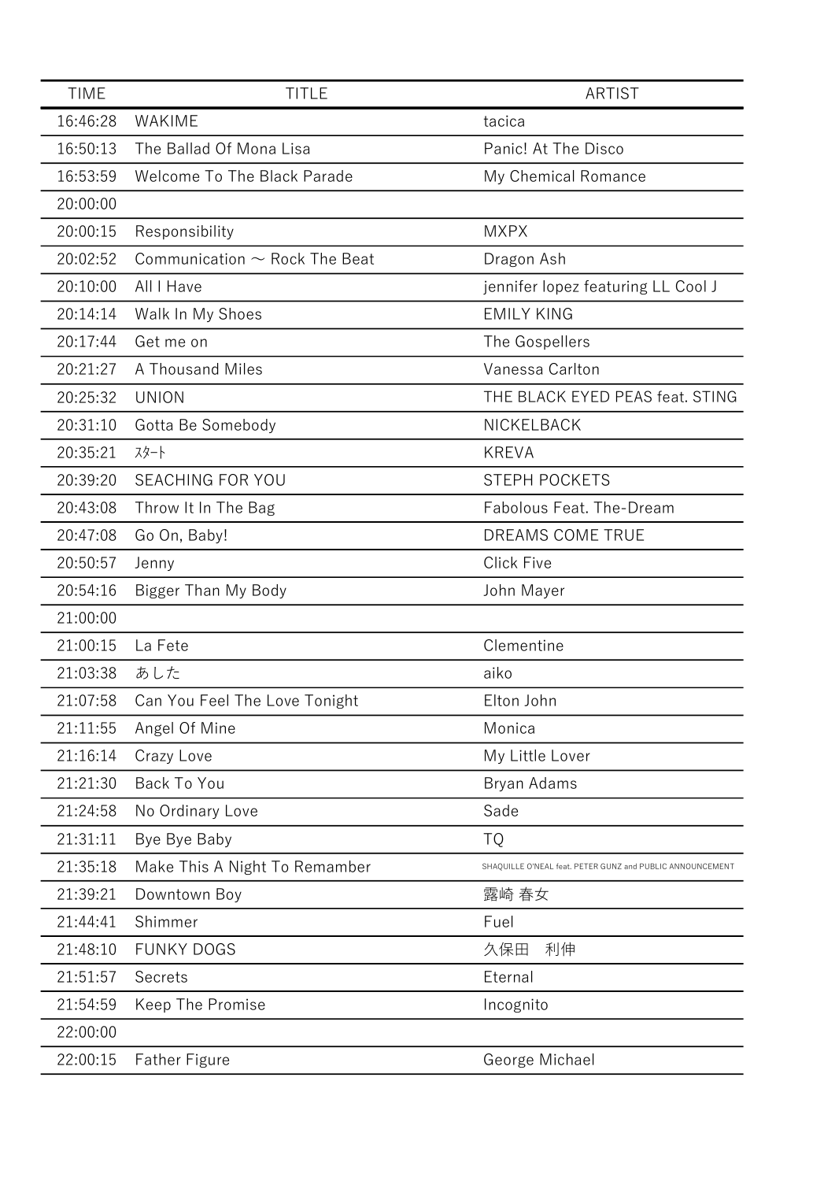| TIME | TITLE | ARTIST |
|---|---|---|
| 16:46:28 | WAKIME | tacica |
| 16:50:13 | The Ballad Of Mona Lisa | Panic! At The Disco |
| 16:53:59 | Welcome To The Black Parade | My Chemical Romance |
| 20:00:00 | | |
| 20:00:15 | Responsibility | MXPX |
| 20:02:52 | Communication ～ Rock The Beat | Dragon Ash |
| 20:10:00 | All I Have | jennifer lopez featuring LL Cool J |
| 20:14:14 | Walk In My Shoes | EMILY KING |
| 20:17:44 | Get me on | The Gospellers |
| 20:21:27 | A Thousand Miles | Vanessa Carlton |
| 20:25:32 | UNION | THE BLACK EYED PEAS feat. STING |
| 20:31:10 | Gotta Be Somebody | NICKELBACK |
| 20:35:21 | ｽﾀｰﾄ | KREVA |
| 20:39:20 | SEACHING FOR YOU | STEPH POCKETS |
| 20:43:08 | Throw It In The Bag | Fabolous Feat. The-Dream |
| 20:47:08 | Go On, Baby! | DREAMS COME TRUE |
| 20:50:57 | Jenny | Click Five |
| 20:54:16 | Bigger Than My Body | John Mayer |
| 21:00:00 | | |
| 21:00:15 | La Fete | Clementine |
| 21:03:38 | あした | aiko |
| 21:07:58 | Can You Feel The Love Tonight | Elton John |
| 21:11:55 | Angel Of Mine | Monica |
| 21:16:14 | Crazy Love | My Little Lover |
| 21:21:30 | Back To You | Bryan Adams |
| 21:24:58 | No Ordinary Love | Sade |
| 21:31:11 | Bye Bye Baby | TQ |
| 21:35:18 | Make This A Night To Remamber | SHAQUILLE O'NEAL feat. PETER GUNZ and PUBLIC ANNOUNCEMENT |
| 21:39:21 | Downtown Boy | 露崎 春女 |
| 21:44:41 | Shimmer | Fuel |
| 21:48:10 | FUNKY DOGS | 久保田　利伸 |
| 21:51:57 | Secrets | Eternal |
| 21:54:59 | Keep The Promise | Incognito |
| 22:00:00 | | |
| 22:00:15 | Father Figure | George Michael |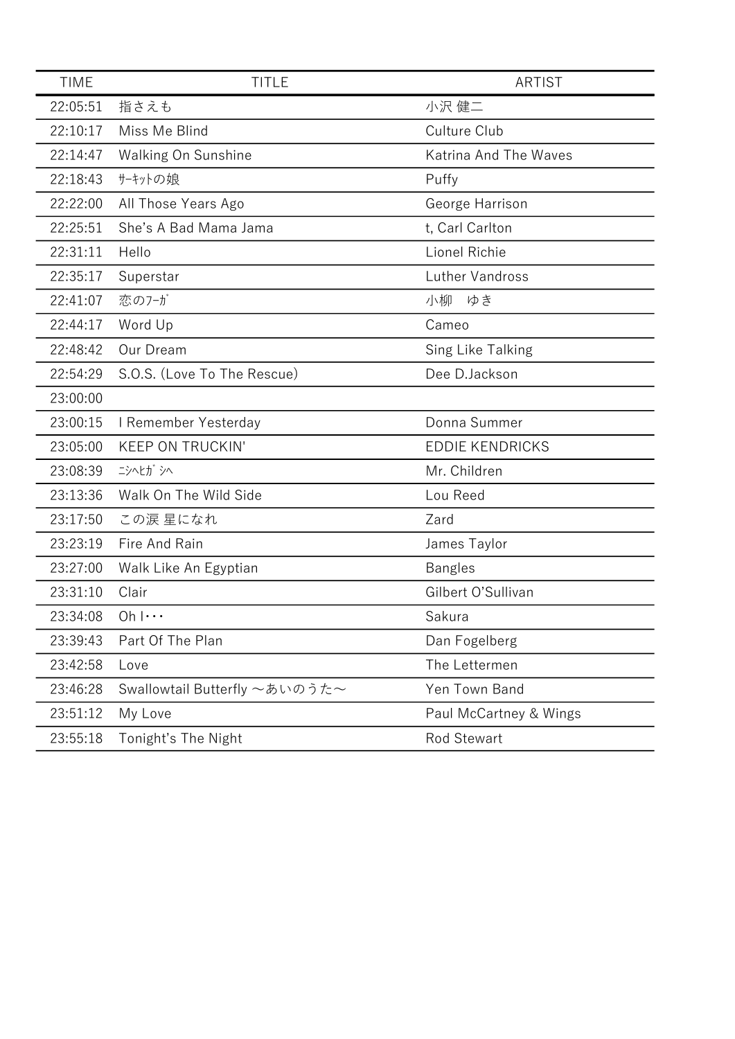| TIME | TITLE | ARTIST |
|---|---|---|
| 22:05:51 | 指さえも | 小沢 健二 |
| 22:10:17 | Miss Me Blind | Culture Club |
| 22:14:47 | Walking On Sunshine | Katrina And The Waves |
| 22:18:43 | ｻｰｷｯﾄの娘 | Puffy |
| 22:22:00 | All Those Years Ago | George Harrison |
| 22:25:51 | She’s A Bad Mama Jama | t, Carl Carlton |
| 22:31:11 | Hello | Lionel Richie |
| 22:35:17 | Superstar | Luther Vandross |
| 22:41:07 | 恋のﾌｰｶﾞ | 小柳　ゆき |
| 22:44:17 | Word Up | Cameo |
| 22:48:42 | Our Dream | Sing Like Talking |
| 22:54:29 | S.O.S. (Love To The Rescue) | Dee D.Jackson |
| 23:00:00 | | |
| 23:00:15 | I Remember Yesterday | Donna Summer |
| 23:05:00 | KEEP ON TRUCKIN' | EDDIE KENDRICKS |
| 23:08:39 | ﾆｼﾍﾋｶﾞｼﾍ | Mr. Children |
| 23:13:36 | Walk On The Wild Side | Lou Reed |
| 23:17:50 | この涙 星になれ | Zard |
| 23:23:19 | Fire And Rain | James Taylor |
| 23:27:00 | Walk Like An Egyptian | Bangles |
| 23:31:10 | Clair | Gilbert O’Sullivan |
| 23:34:08 | Oh I･･･ | Sakura |
| 23:39:43 | Part Of The Plan | Dan Fogelberg |
| 23:42:58 | Love | The Lettermen |
| 23:46:28 | Swallowtail Butterfly 〜あいのうた〜 | Yen Town Band |
| 23:51:12 | My Love | Paul McCartney & Wings |
| 23:55:18 | Tonight’s The Night | Rod Stewart |